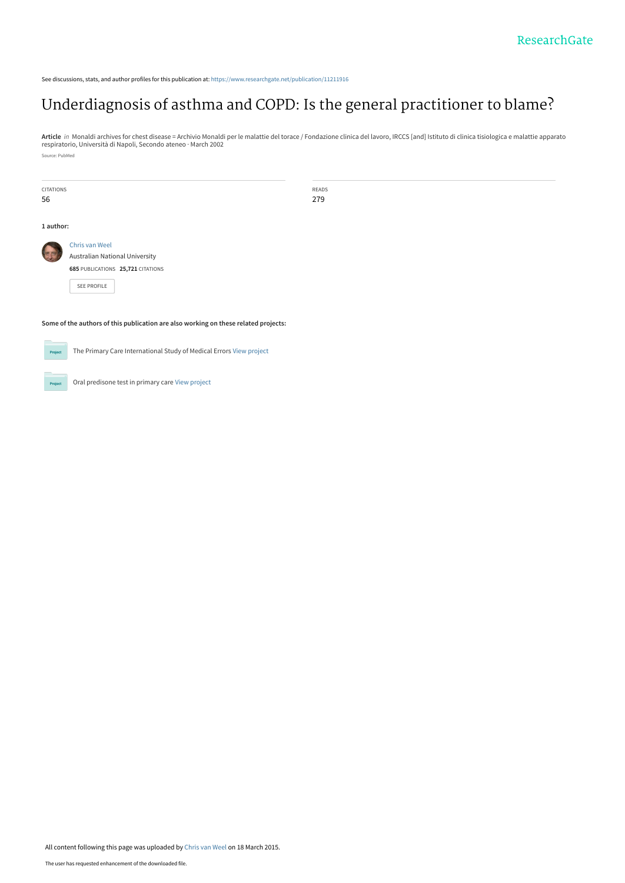See discussions, stats, and author profiles for this publication at: https://www.researchgate.net/publication/11211916

# Underdiagnosis of asthma and COPD: Is the general practitioner to blame?

**Article** *in* Monaldi archives for chest disease = Archivio Monaldi per le malattie del torace / Fondazione clinica del lavoro, IRCCS [and] Istituto di clinica tisiologica e malattie apparato respiratorio, Università di Napoli, Secondo ateneo · March 2002

Source: PubMed

| CITATIONS | READS |
| --- | --- |
| 56 | 279 |

**1 author:**

Chris van Weel
Australian National University
**685** PUBLICATIONS **25,721** CITATIONS

SEE PROFILE

**Some of the authors of this publication are also working on these related projects:**

- The Primary Care International Study of Medical Errors View project
- Oral predisone test in primary care View project

All content following this page was uploaded by Chris van Weel on 18 March 2015.

The user has requested enhancement of the downloaded file.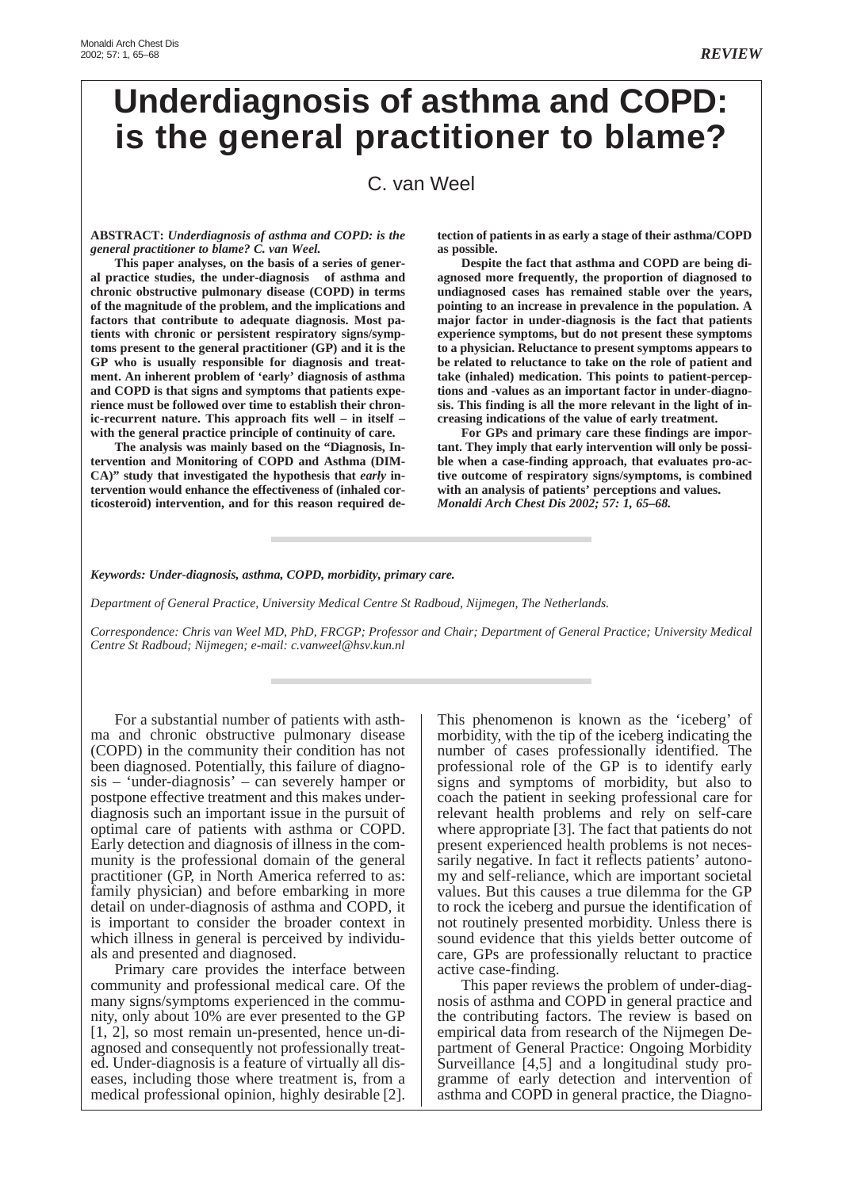# Underdiagnosis of asthma and COPD: is the general practitioner to blame?

C. van Weel

**ABSTRACT:** ***Underdiagnosis of asthma and COPD: is the general practitioner to blame? C. van Weel.***

**This paper analyses, on the basis of a series of general practice studies, the under-diagnosis of asthma and chronic obstructive pulmonary disease (COPD) in terms of the magnitude of the problem, and the implications and factors that contribute to adequate diagnosis. Most patients with chronic or persistent respiratory signs/symptoms present to the general practitioner (GP) and it is the GP who is usually responsible for diagnosis and treatment. An inherent problem of 'early' diagnosis of asthma and COPD is that signs and symptoms that patients experience must be followed over time to establish their chronic-recurrent nature. This approach fits well – in itself – with the general practice principle of continuity of care.**

**The analysis was mainly based on the "Diagnosis, Intervention and Monitoring of COPD and Asthma (DIMCA)" study that investigated the hypothesis that *early* intervention would enhance the effectiveness of (inhaled corticosteroid) intervention, and for this reason required detection of patients in as early a stage of their asthma/COPD as possible.**

**Despite the fact that asthma and COPD are being diagnosed more frequently, the proportion of diagnosed to undiagnosed cases has remained stable over the years, pointing to an increase in prevalence in the population. A major factor in under-diagnosis is the fact that patients experience symptoms, but do not present these symptoms to a physician. Reluctance to present symptoms appears to be related to reluctance to take on the role of patient and take (inhaled) medication. This points to patient-perceptions and -values as an important factor in under-diagnosis. This finding is all the more relevant in the light of increasing indications of the value of early treatment.**

**For GPs and primary care these findings are important. They imply that early intervention will only be possible when a case-finding approach, that evaluates pro-active outcome of respiratory signs/symptoms, is combined with an analysis of patients' perceptions and values.**
***Monaldi Arch Chest Dis 2002; 57: 1, 65–68.***

*Keywords: Under-diagnosis, asthma, COPD, morbidity, primary care.*

*Department of General Practice, University Medical Centre St Radboud, Nijmegen, The Netherlands.*

*Correspondence: Chris van Weel MD, PhD, FRCGP; Professor and Chair; Department of General Practice; University Medical Centre St Radboud; Nijmegen; e-mail: c.vanweel@hsv.kun.nl*

For a substantial number of patients with asthma and chronic obstructive pulmonary disease (COPD) in the community their condition has not been diagnosed. Potentially, this failure of diagnosis – 'under-diagnosis' – can severely hamper or postpone effective treatment and this makes under-diagnosis such an important issue in the pursuit of optimal care of patients with asthma or COPD. Early detection and diagnosis of illness in the community is the professional domain of the general practitioner (GP, in North America referred to as: family physician) and before embarking in more detail on under-diagnosis of asthma and COPD, it is important to consider the broader context in which illness in general is perceived by individuals and presented and diagnosed.

Primary care provides the interface between community and professional medical care. Of the many signs/symptoms experienced in the community, only about 10% are ever presented to the GP [1, 2], so most remain un-presented, hence un-diagnosed and consequently not professionally treated. Under-diagnosis is a feature of virtually all diseases, including those where treatment is, from a medical professional opinion, highly desirable [2]. This phenomenon is known as the 'iceberg' of morbidity, with the tip of the iceberg indicating the number of cases professionally identified. The professional role of the GP is to identify early signs and symptoms of morbidity, but also to coach the patient in seeking professional care for relevant health problems and rely on self-care where appropriate [3]. The fact that patients do not present experienced health problems is not necessarily negative. In fact it reflects patients' autonomy and self-reliance, which are important societal values. But this causes a true dilemma for the GP to rock the iceberg and pursue the identification of not routinely presented morbidity. Unless there is sound evidence that this yields better outcome of care, GPs are professionally reluctant to practice active case-finding.

This paper reviews the problem of under-diagnosis of asthma and COPD in general practice and the contributing factors. The review is based on empirical data from research of the Nijmegen Department of General Practice: Ongoing Morbidity Surveillance [4,5] and a longitudinal study programme of early detection and intervention of asthma and COPD in general practice, the Diagno-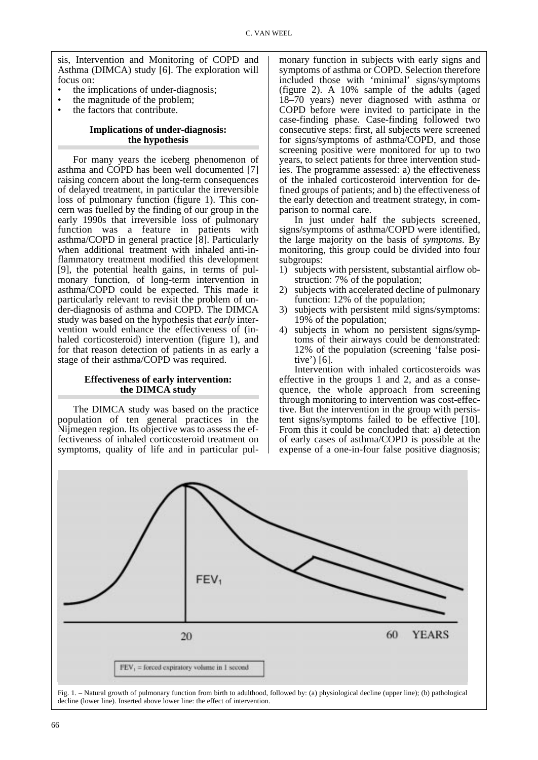sis, Intervention and Monitoring of COPD and Asthma (DIMCA) study [6]. The exploration will focus on:

- the implications of under-diagnosis;
- the magnitude of the problem;
- the factors that contribute.

### Implications of under-diagnosis: the hypothesis

For many years the iceberg phenomenon of asthma and COPD has been well documented [7] raising concern about the long-term consequences of delayed treatment, in particular the irreversible loss of pulmonary function (figure 1). This concern was fuelled by the finding of our group in the early 1990s that irreversible loss of pulmonary function was a feature in patients with asthma/COPD in general practice [8]. Particularly when additional treatment with inhaled anti-inflammatory treatment modified this development [9], the potential health gains, in terms of pulmonary function, of long-term intervention in asthma/COPD could be expected. This made it particularly relevant to revisit the problem of under-diagnosis of asthma and COPD. The DIMCA study was based on the hypothesis that *early* intervention would enhance the effectiveness of (inhaled corticosteroid) intervention (figure 1), and for that reason detection of patients in as early a stage of their asthma/COPD was required.

### Effectiveness of early intervention: the DIMCA study

The DIMCA study was based on the practice population of ten general practices in the Nijmegen region. Its objective was to assess the effectiveness of inhaled corticosteroid treatment on symptoms, quality of life and in particular pulmonary function in subjects with early signs and symptoms of asthma or COPD. Selection therefore included those with 'minimal' signs/symptoms (figure 2). A 10% sample of the adults (aged 18–70 years) never diagnosed with asthma or COPD before were invited to participate in the case-finding phase. Case-finding followed two consecutive steps: first, all subjects were screened for signs/symptoms of asthma/COPD, and those screening positive were monitored for up to two years, to select patients for three intervention studies. The programme assessed: a) the effectiveness of the inhaled corticosteroid intervention for defined groups of patients; and b) the effectiveness of the early detection and treatment strategy, in comparison to normal care.

In just under half the subjects screened, signs/symptoms of asthma/COPD were identified, the large majority on the basis of *symptoms*. By monitoring, this group could be divided into four subgroups:

1) subjects with persistent, substantial airflow obstruction: 7% of the population;
2) subjects with accelerated decline of pulmonary function: 12% of the population;
3) subjects with persistent mild signs/symptoms: 19% of the population;
4) subjects in whom no persistent signs/symptoms of their airways could be demonstrated: 12% of the population (screening 'false positive') [6].

Intervention with inhaled corticosteroids was effective in the groups 1 and 2, and as a consequence, the whole approach from screening through monitoring to intervention was cost-effective. But the intervention in the group with persistent signs/symptoms failed to be effective [10]. From this it could be concluded that: a) detection of early cases of asthma/COPD is possible at the expense of a one-in-four false positive diagnosis;

Fig. 1. – Natural growth of pulmonary function from birth to adulthood, followed by: (a) physiological decline (upper line); (b) pathological decline (lower line). Inserted above lower line: the effect of intervention.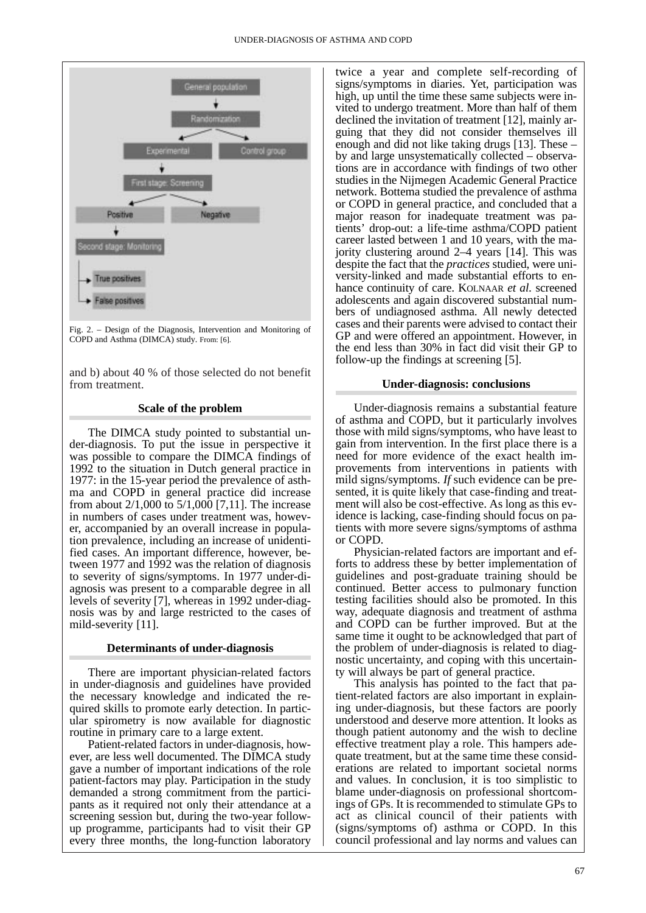Fig. 2. – Design of the Diagnosis, Intervention and Monitoring of COPD and Asthma (DIMCA) study. From: [6].

and b) about 40 % of those selected do not benefit from treatment.

## Scale of the problem

The DIMCA study pointed to substantial under-diagnosis. To put the issue in perspective it was possible to compare the DIMCA findings of 1992 to the situation in Dutch general practice in 1977: in the 15-year period the prevalence of asthma and COPD in general practice did increase from about 2/1,000 to 5/1,000 [7,11]. The increase in numbers of cases under treatment was, however, accompanied by an overall increase in population prevalence, including an increase of unidentified cases. An important difference, however, between 1977 and 1992 was the relation of diagnosis to severity of signs/symptoms. In 1977 under-diagnosis was present to a comparable degree in all levels of severity [7], whereas in 1992 under-diagnosis was by and large restricted to the cases of mild-severity [11].

## Determinants of under-diagnosis

There are important physician-related factors in under-diagnosis and guidelines have provided the necessary knowledge and indicated the required skills to promote early detection. In particular spirometry is now available for diagnostic routine in primary care to a large extent.

Patient-related factors in under-diagnosis, however, are less well documented. The DIMCA study gave a number of important indications of the role patient-factors may play. Participation in the study demanded a strong commitment from the participants as it required not only their attendance at a screening session but, during the two-year follow-up programme, participants had to visit their GP every three months, the long-function laboratory twice a year and complete self-recording of signs/symptoms in diaries. Yet, participation was high, up until the time these same subjects were invited to undergo treatment. More than half of them declined the invitation of treatment [12], mainly arguing that they did not consider themselves ill enough and did not like taking drugs [13]. These – by and large unsystematically collected – observations are in accordance with findings of two other studies in the Nijmegen Academic General Practice network. Bottema studied the prevalence of asthma or COPD in general practice, and concluded that a major reason for inadequate treatment was patients' drop-out: a life-time asthma/COPD patient career lasted between 1 and 10 years, with the majority clustering around 2–4 years [14]. This was despite the fact that the *practices* studied, were university-linked and made substantial efforts to enhance continuity of care. KOLNAAR *et al.* screened adolescents and again discovered substantial numbers of undiagnosed asthma. All newly detected cases and their parents were advised to contact their GP and were offered an appointment. However, in the end less than 30% in fact did visit their GP to follow-up the findings at screening [5].

## Under-diagnosis: conclusions

Under-diagnosis remains a substantial feature of asthma and COPD, but it particularly involves those with mild signs/symptoms, who have least to gain from intervention. In the first place there is a need for more evidence of the exact health improvements from interventions in patients with mild signs/symptoms. *If* such evidence can be presented, it is quite likely that case-finding and treatment will also be cost-effective. As long as this evidence is lacking, case-finding should focus on patients with more severe signs/symptoms of asthma or COPD.

Physician-related factors are important and efforts to address these by better implementation of guidelines and post-graduate training should be continued. Better access to pulmonary function testing facilities should also be promoted. In this way, adequate diagnosis and treatment of asthma and COPD can be further improved. But at the same time it ought to be acknowledged that part of the problem of under-diagnosis is related to diagnostic uncertainty, and coping with this uncertainty will always be part of general practice.

This analysis has pointed to the fact that patient-related factors are also important in explaining under-diagnosis, but these factors are poorly understood and deserve more attention. It looks as though patient autonomy and the wish to decline effective treatment play a role. This hampers adequate treatment, but at the same time these considerations are related to important societal norms and values. In conclusion, it is too simplistic to blame under-diagnosis on professional shortcomings of GPs. It is recommended to stimulate GPs to act as clinical council of their patients with (signs/symptoms of) asthma or COPD. In this council professional and lay norms and values can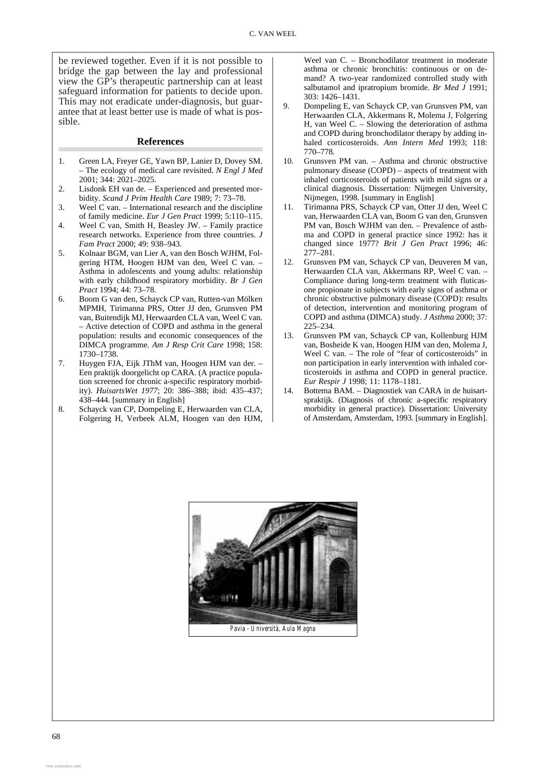be reviewed together. Even if it is not possible to bridge the gap between the lay and professional view the GP's therapeutic partnership can at least safeguard information for patients to decide upon. This may not eradicate under-diagnosis, but guarantee that at least better use is made of what is possible.

## References

1. Green LA, Freyer GE, Yawn BP, Lanier D, Dovey SM. – The ecology of medical care revisited. *N Engl J Med* 2001; 344: 2021–2025.
2. Lisdonk EH van de. – Experienced and presented morbidity. *Scand J Prim Health Care* 1989; 7: 73–78.
3. Weel C van. – International research and the discipline of family medicine. *Eur J Gen Pract* 1999; 5:110–115.
4. Weel C van, Smith H, Beasley JW. – Family practice research networks. Experience from three countries. *J Fam Pract* 2000; 49: 938–943.
5. Kolnaar BGM, van Lier A, van den Bosch WJHM, Folgering HTM, Hoogen HJM van den, Weel C van. – Asthma in adolescents and young adults: relationship with early childhood respiratory morbidity. *Br J Gen Pract* 1994; 44: 73–78.
6. Boom G van den, Schayck CP van, Rutten-van Mölken MPMH, Tirimanna PRS, Otter JJ den, Grunsven PM van, Buitendijk MJ, Herwaarden CLA van, Weel C van. – Active detection of COPD and asthma in the general population: results and economic consequences of the DIMCA programme. *Am J Resp Crit Care* 1998; 158: 1730–1738.
7. Huygen FJA, Eijk JThM van, Hoogen HJM van der. – Een praktijk doorgelicht op CARA. (A practice population screened for chronic a-specific respiratory morbidity). *HuisartsWet 1977*; 20: 386–388; ibid: 435–437; 438–444. [summary in English]
8. Schayck van CP, Dompeling E, Herwaarden van CLA, Folgering H, Verbeek ALM, Hoogen van den HJM, Weel van C. – Bronchodilator treatment in moderate asthma or chronic bronchitis: continuous or on demand? A two-year randomized controlled study with salbutamol and ipratropium bromide. *Br Med J* 1991; 303: 1426–1431.
9. Dompeling E, van Schayck CP, van Grunsven PM, van Herwaarden CLA, Akkermans R, Molema J, Folgering H, van Weel C. – Slowing the deterioration of asthma and COPD during bronchodilator therapy by adding inhaled corticosteroids. *Ann Intern Med* 1993; 118: 770–778.
10. Grunsven PM van. – Asthma and chronic obstructive pulmonary disease (COPD) – aspects of treatment with inhaled corticosteroids of patients with mild signs or a clinical diagnosis. Dissertation: Nijmegen University, Nijmegen, 1998. [summary in English]
11. Tirimanna PRS, Schayck CP van, Otter JJ den, Weel C van, Herwaarden CLA van, Boom G van den, Grunsven PM van, Bosch WJHM van den. – Prevalence of asthma and COPD in general practice since 1992: has it changed since 1977? *Brit J Gen Pract* 1996; 46: 277–281.
12. Grunsven PM van, Schayck CP van, Deuveren M van, Herwaarden CLA van, Akkermans RP, Weel C van. – Compliance during long-term treatment with fluticasone propionate in subjects with early signs of asthma or chronic obstructive pulmonary disease (COPD): results of detection, intervention and monitoring program of COPD and asthma (DIMCA) study. *J Asthma* 2000; 37: 225–234.
13. Grunsven PM van, Schayck CP van, Kollenburg HJM van, Bosheide K van, Hoogen HJM van den, Molema J, Weel C van. – The role of "fear of corticosteroids" in non participation in early intervention with inhaled corticosteroids in asthma and COPD in general practice. *Eur Respir J* 1998; 11: 1178–1181.
14. Bottema BAM. – Diagnostiek van CARA in de huisartspraktijk. (Diagnosis of chronic a-specific respiratory morbidity in general practice). Dissertation: University of Amsterdam, Amsterdam, 1993. [summary in English].

*Pavia - Università, Aula Magna*